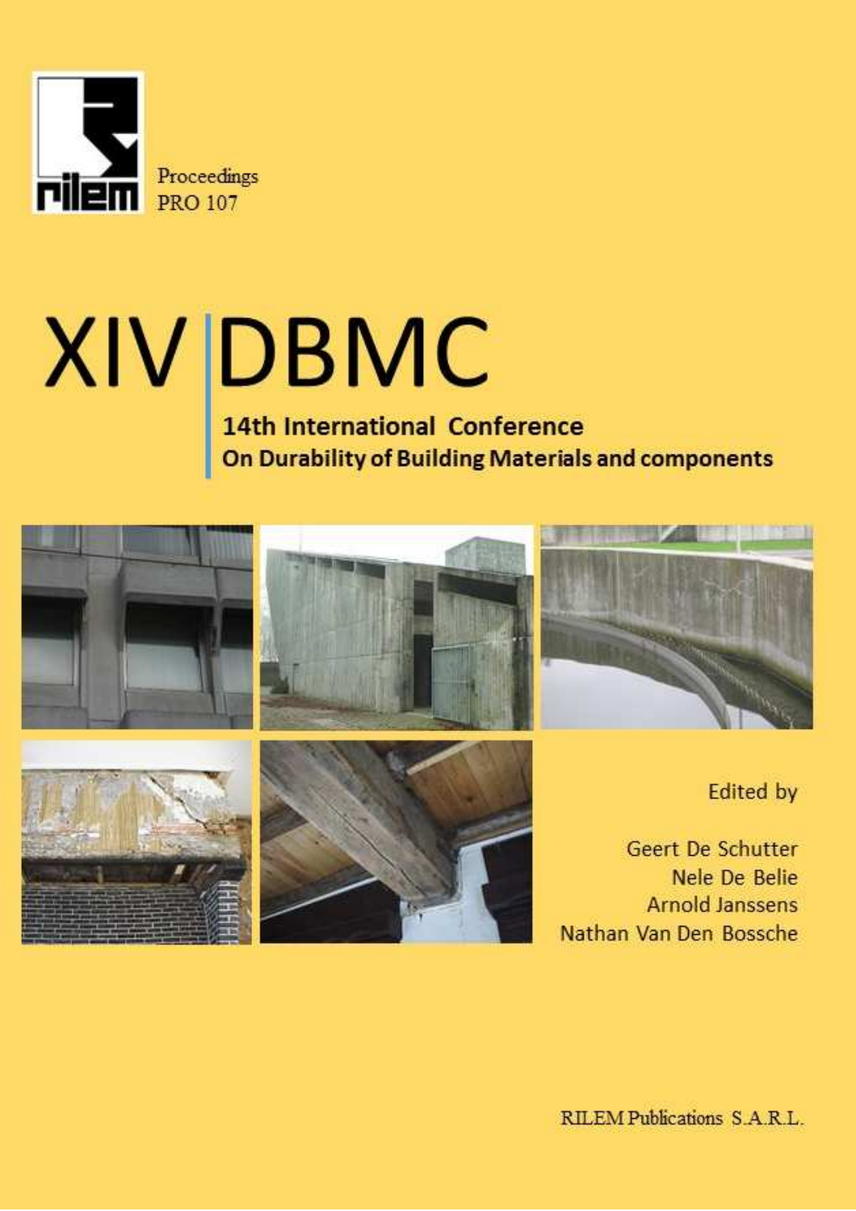Proceedings
PRO 107

# XIV DBMC

## 14th International Conference On Durability of Building Materials and components

Edited by

Geert De Schutter
Nele De Belie
Arnold Janssens
Nathan Van Den Bossche

RILEM Publications S.A.R.L.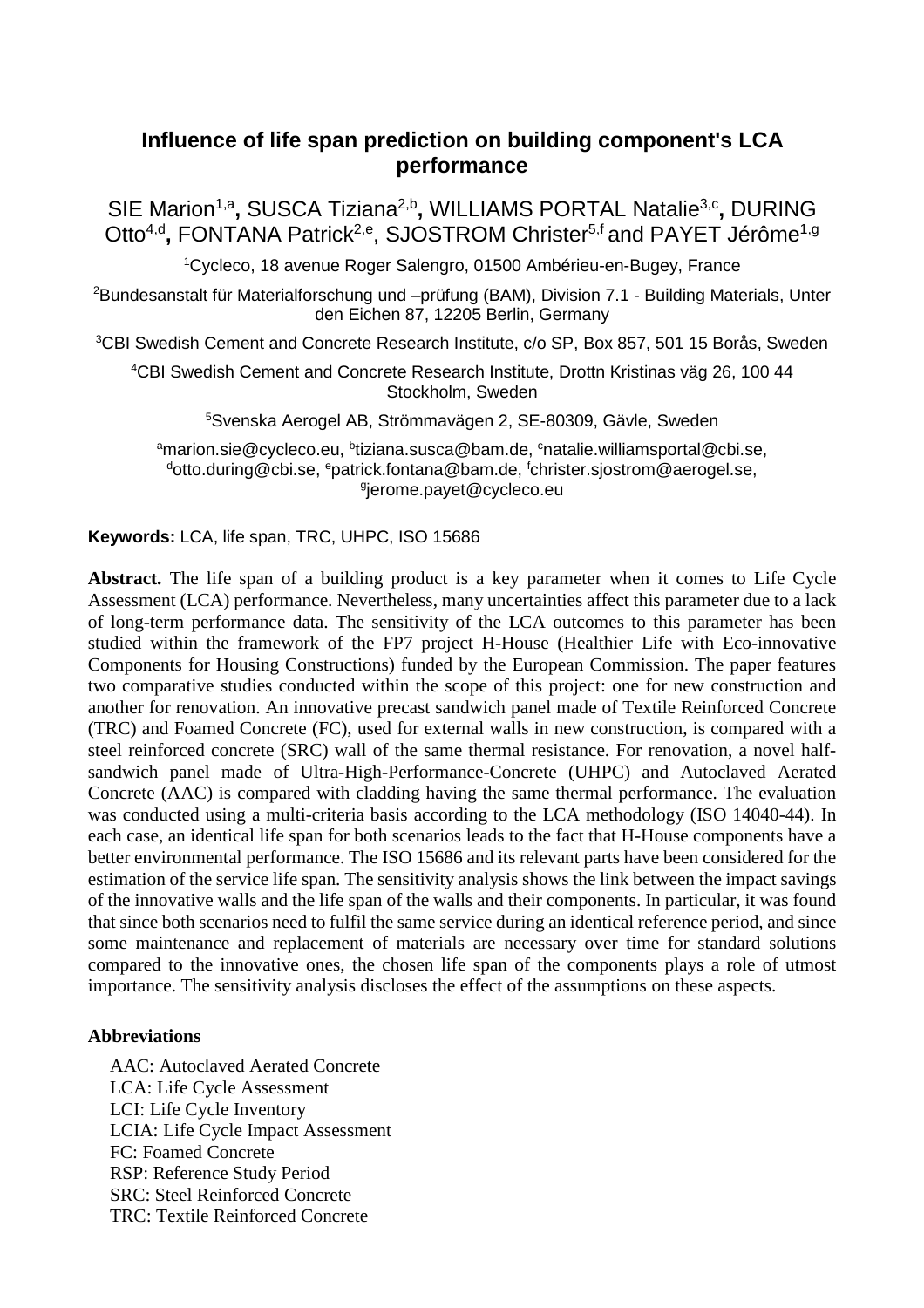# Influence of life span prediction on building component's LCA performance

SIE Marion[1,a], SUSCA Tiziana[2,b], WILLIAMS PORTAL Natalie[3,c], DURING Otto[4,d], FONTANA Patrick[2,e], SJOSTROM Christer[5,f] and PAYET Jérôme[1,g]

[1]Cycleco, 18 avenue Roger Salengro, 01500 Ambérieu-en-Bugey, France

[2]Bundesanstalt für Materialforschung und –prüfung (BAM), Division 7.1 - Building Materials, Unter den Eichen 87, 12205 Berlin, Germany

[3]CBI Swedish Cement and Concrete Research Institute, c/o SP, Box 857, 501 15 Borås, Sweden

[4]CBI Swedish Cement and Concrete Research Institute, Drottn Kristinas väg 26, 100 44 Stockholm, Sweden

[5]Svenska Aerogel AB, Strömmavägen 2, SE-80309, Gävle, Sweden

[a]marion.sie@cycleco.eu, [b]tiziana.susca@bam.de, [c]natalie.williamsportal@cbi.se, [d]otto.during@cbi.se, [e]patrick.fontana@bam.de, [f]christer.sjostrom@aerogel.se, [g]jerome.payet@cycleco.eu

**Keywords:** LCA, life span, TRC, UHPC, ISO 15686

**Abstract.** The life span of a building product is a key parameter when it comes to Life Cycle Assessment (LCA) performance. Nevertheless, many uncertainties affect this parameter due to a lack of long-term performance data. The sensitivity of the LCA outcomes to this parameter has been studied within the framework of the FP7 project H-House (Healthier Life with Eco-innovative Components for Housing Constructions) funded by the European Commission. The paper features two comparative studies conducted within the scope of this project: one for new construction and another for renovation. An innovative precast sandwich panel made of Textile Reinforced Concrete (TRC) and Foamed Concrete (FC), used for external walls in new construction, is compared with a steel reinforced concrete (SRC) wall of the same thermal resistance. For renovation, a novel half-sandwich panel made of Ultra-High-Performance-Concrete (UHPC) and Autoclaved Aerated Concrete (AAC) is compared with cladding having the same thermal performance. The evaluation was conducted using a multi-criteria basis according to the LCA methodology (ISO 14040-44). In each case, an identical life span for both scenarios leads to the fact that H-House components have a better environmental performance. The ISO 15686 and its relevant parts have been considered for the estimation of the service life span. The sensitivity analysis shows the link between the impact savings of the innovative walls and the life span of the walls and their components. In particular, it was found that since both scenarios need to fulfil the same service during an identical reference period, and since some maintenance and replacement of materials are necessary over time for standard solutions compared to the innovative ones, the chosen life span of the components plays a role of utmost importance. The sensitivity analysis discloses the effect of the assumptions on these aspects.

**Abbreviations**

AAC: Autoclaved Aerated Concrete
LCA: Life Cycle Assessment
LCI: Life Cycle Inventory
LCIA: Life Cycle Impact Assessment
FC: Foamed Concrete
RSP: Reference Study Period
SRC: Steel Reinforced Concrete
TRC: Textile Reinforced Concrete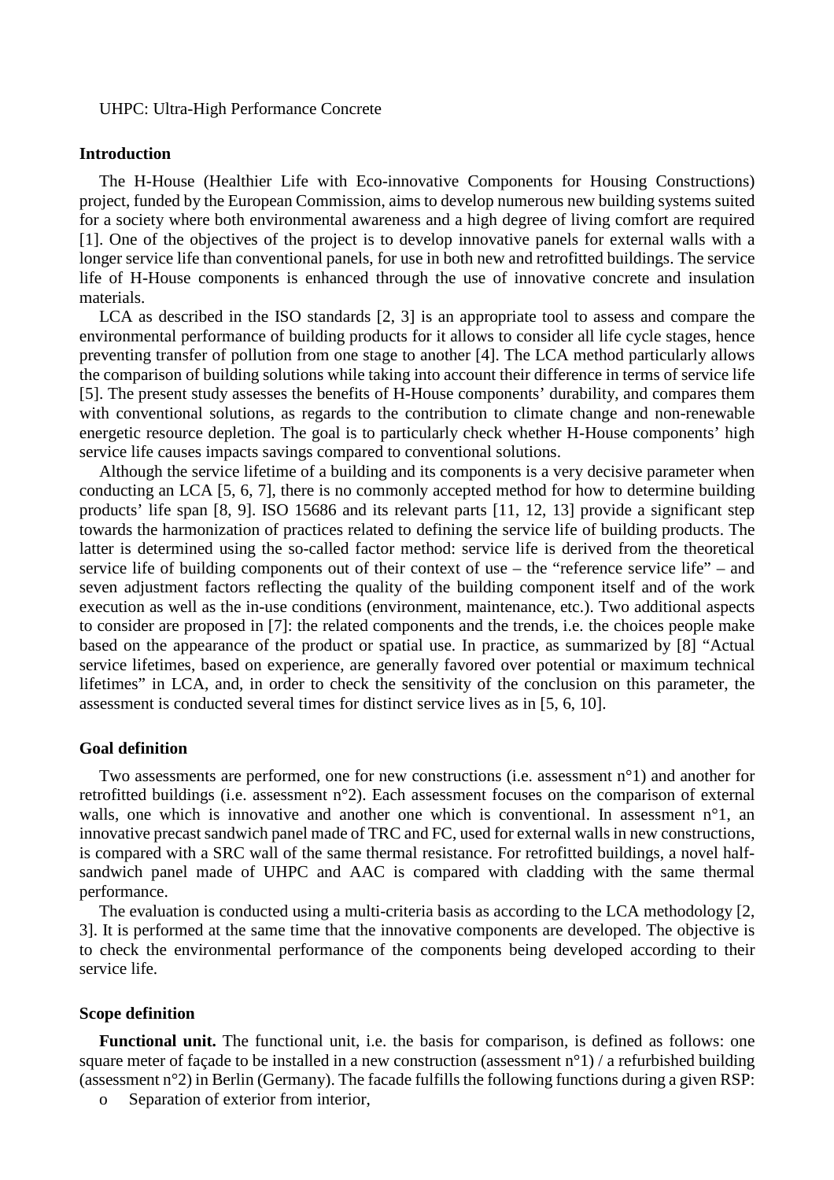UHPC: Ultra-High Performance Concrete

## Introduction

The H-House (Healthier Life with Eco-innovative Components for Housing Constructions) project, funded by the European Commission, aims to develop numerous new building systems suited for a society where both environmental awareness and a high degree of living comfort are required [1]. One of the objectives of the project is to develop innovative panels for external walls with a longer service life than conventional panels, for use in both new and retrofitted buildings. The service life of H-House components is enhanced through the use of innovative concrete and insulation materials.

LCA as described in the ISO standards [2, 3] is an appropriate tool to assess and compare the environmental performance of building products for it allows to consider all life cycle stages, hence preventing transfer of pollution from one stage to another [4]. The LCA method particularly allows the comparison of building solutions while taking into account their difference in terms of service life [5]. The present study assesses the benefits of H-House components' durability, and compares them with conventional solutions, as regards to the contribution to climate change and non-renewable energetic resource depletion. The goal is to particularly check whether H-House components' high service life causes impacts savings compared to conventional solutions.

Although the service lifetime of a building and its components is a very decisive parameter when conducting an LCA [5, 6, 7], there is no commonly accepted method for how to determine building products' life span [8, 9]. ISO 15686 and its relevant parts [11, 12, 13] provide a significant step towards the harmonization of practices related to defining the service life of building products. The latter is determined using the so-called factor method: service life is derived from the theoretical service life of building components out of their context of use – the "reference service life" – and seven adjustment factors reflecting the quality of the building component itself and of the work execution as well as the in-use conditions (environment, maintenance, etc.). Two additional aspects to consider are proposed in [7]: the related components and the trends, i.e. the choices people make based on the appearance of the product or spatial use. In practice, as summarized by [8] "Actual service lifetimes, based on experience, are generally favored over potential or maximum technical lifetimes" in LCA, and, in order to check the sensitivity of the conclusion on this parameter, the assessment is conducted several times for distinct service lives as in [5, 6, 10].

## Goal definition

Two assessments are performed, one for new constructions (i.e. assessment n°1) and another for retrofitted buildings (i.e. assessment n°2). Each assessment focuses on the comparison of external walls, one which is innovative and another one which is conventional. In assessment n°1, an innovative precast sandwich panel made of TRC and FC, used for external walls in new constructions, is compared with a SRC wall of the same thermal resistance. For retrofitted buildings, a novel half-sandwich panel made of UHPC and AAC is compared with cladding with the same thermal performance.

The evaluation is conducted using a multi-criteria basis as according to the LCA methodology [2, 3]. It is performed at the same time that the innovative components are developed. The objective is to check the environmental performance of the components being developed according to their service life.

## Scope definition

**Functional unit.** The functional unit, i.e. the basis for comparison, is defined as follows: one square meter of façade to be installed in a new construction (assessment n°1) / a refurbished building (assessment n°2) in Berlin (Germany). The facade fulfills the following functions during a given RSP:

- Separation of exterior from interior,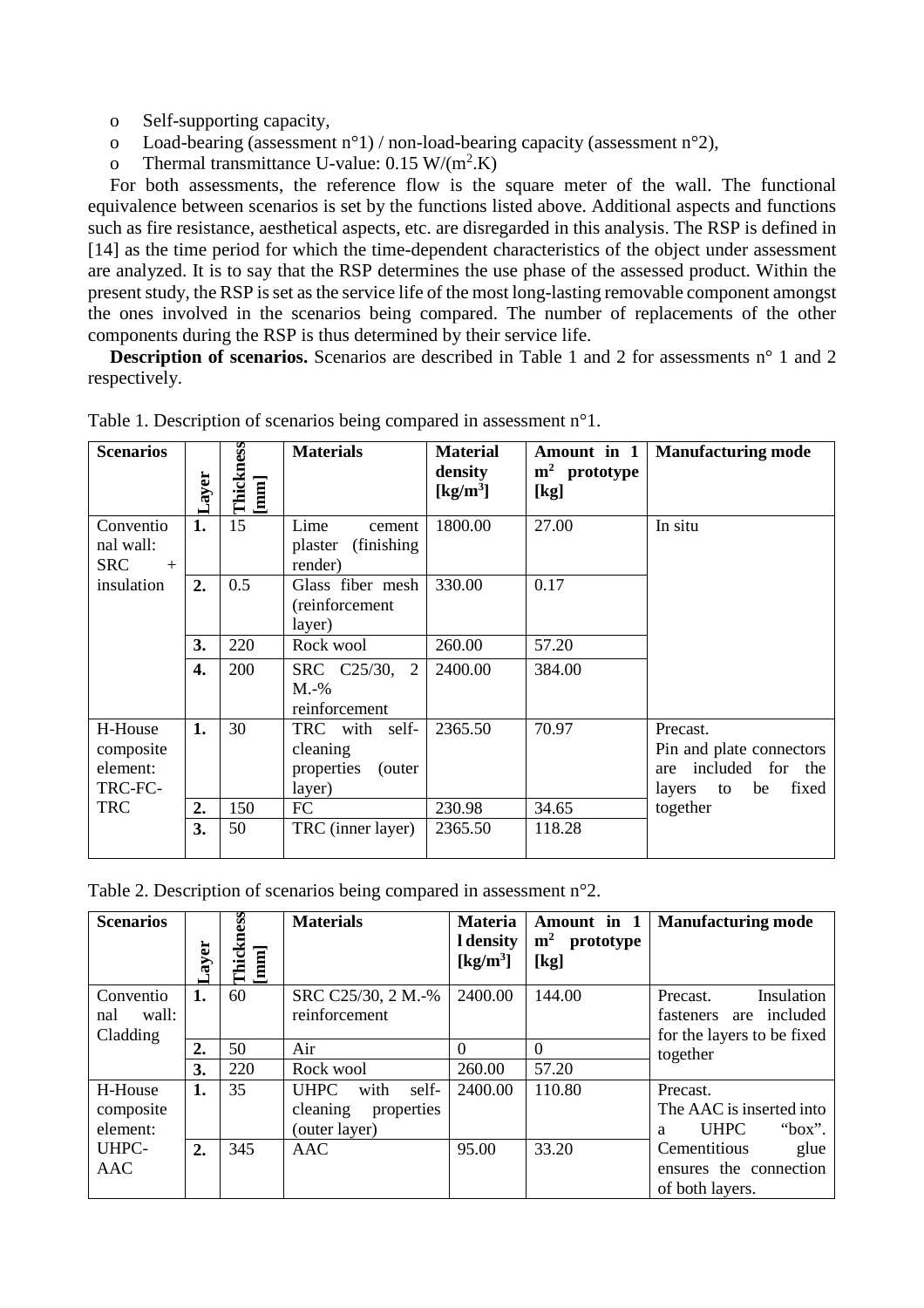- Self-supporting capacity,
- Load-bearing (assessment n°1) / non-load-bearing capacity (assessment n°2),
- Thermal transmittance U-value: 0.15 W/($m^2$.K)

For both assessments, the reference flow is the square meter of the wall. The functional equivalence between scenarios is set by the functions listed above. Additional aspects and functions such as fire resistance, aesthetical aspects, etc. are disregarded in this analysis. The RSP is defined in [14] as the time period for which the time-dependent characteristics of the object under assessment are analyzed. It is to say that the RSP determines the use phase of the assessed product. Within the present study, the RSP is set as the service life of the most long-lasting removable component amongst the ones involved in the scenarios being compared. The number of replacements of the other components during the RSP is thus determined by their service life.

**Description of scenarios.** Scenarios are described in Table 1 and 2 for assessments n° 1 and 2 respectively.

Table 1. Description of scenarios being compared in assessment n°1.

| Scenarios | Layer | Thickness [mm] | Materials | Material density [kg/m³] | Amount in 1 m² prototype [kg] | Manufacturing mode |
|---|---|---|---|---|---|---|
| Conventional wall: SRC + insulation | 1. | 15 | Lime cement plaster (finishing render) | 1800.00 | 27.00 | In situ |
| | 2. | 0.5 | Glass fiber mesh (reinforcement layer) | 330.00 | 0.17 | |
| | 3. | 220 | Rock wool | 260.00 | 57.20 | |
| | 4. | 200 | SRC C25/30, 2 M.-% reinforcement | 2400.00 | 384.00 | |
| H-House composite element: TRC-FC-TRC | 1. | 30 | TRC with self-cleaning properties (outer layer) | 2365.50 | 70.97 | Precast. Pin and plate connectors are included for the layers to be fixed together |
| | 2. | 150 | FC | 230.98 | 34.65 | |
| | 3. | 50 | TRC (inner layer) | 2365.50 | 118.28 | |

Table 2. Description of scenarios being compared in assessment n°2.

| Scenarios | Layer | Thickness [mm] | Materials | Material density [kg/m³] | Amount in 1 m² prototype [kg] | Manufacturing mode |
|---|---|---|---|---|---|---|
| Conventional wall: Cladding | 1. | 60 | SRC C25/30, 2 M.-% reinforcement | 2400.00 | 144.00 | Precast. Insulation fasteners are included for the layers to be fixed together |
| | 2. | 50 | Air | 0 | 0 | |
| | 3. | 220 | Rock wool | 260.00 | 57.20 | |
| H-House composite element: UHPC-AAC | 1. | 35 | UHPC with self-cleaning properties (outer layer) | 2400.00 | 110.80 | Precast. The AAC is inserted into a UHPC "box". Cementitious glue ensures the connection of both layers. |
| | 2. | 345 | AAC | 95.00 | 33.20 | |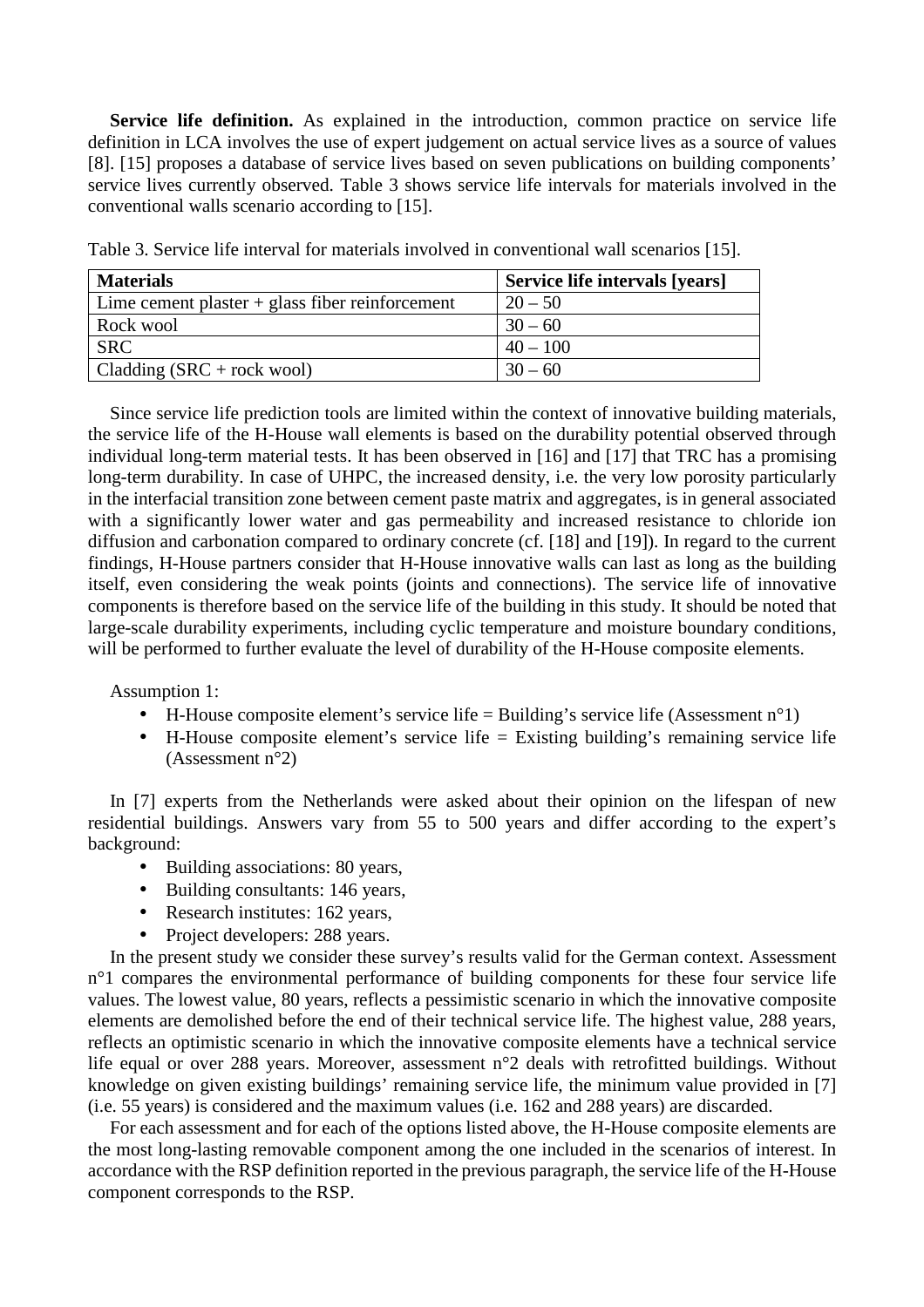**Service life definition.** As explained in the introduction, common practice on service life definition in LCA involves the use of expert judgement on actual service lives as a source of values [8]. [15] proposes a database of service lives based on seven publications on building components' service lives currently observed. Table 3 shows service life intervals for materials involved in the conventional walls scenario according to [15].

Table 3. Service life interval for materials involved in conventional wall scenarios [15].

| **Materials** | **Service life intervals [years]** |
|---|---|
| Lime cement plaster + glass fiber reinforcement | 20 – 50 |
| Rock wool | 30 – 60 |
| SRC | 40 – 100 |
| Cladding (SRC + rock wool) | 30 – 60 |

Since service life prediction tools are limited within the context of innovative building materials, the service life of the H-House wall elements is based on the durability potential observed through individual long-term material tests. It has been observed in [16] and [17] that TRC has a promising long-term durability. In case of UHPC, the increased density, i.e. the very low porosity particularly in the interfacial transition zone between cement paste matrix and aggregates, is in general associated with a significantly lower water and gas permeability and increased resistance to chloride ion diffusion and carbonation compared to ordinary concrete (cf. [18] and [19]). In regard to the current findings, H-House partners consider that H-House innovative walls can last as long as the building itself, even considering the weak points (joints and connections). The service life of innovative components is therefore based on the service life of the building in this study. It should be noted that large-scale durability experiments, including cyclic temperature and moisture boundary conditions, will be performed to further evaluate the level of durability of the H-House composite elements.

Assumption 1:

- H-House composite element's service life = Building's service life (Assessment n°1)
- H-House composite element's service life = Existing building's remaining service life (Assessment n°2)

In [7] experts from the Netherlands were asked about their opinion on the lifespan of new residential buildings. Answers vary from 55 to 500 years and differ according to the expert's background:

- Building associations: 80 years,
- Building consultants: 146 years,
- Research institutes: 162 years,
- Project developers: 288 years.

In the present study we consider these survey's results valid for the German context. Assessment n°1 compares the environmental performance of building components for these four service life values. The lowest value, 80 years, reflects a pessimistic scenario in which the innovative composite elements are demolished before the end of their technical service life. The highest value, 288 years, reflects an optimistic scenario in which the innovative composite elements have a technical service life equal or over 288 years. Moreover, assessment n°2 deals with retrofitted buildings. Without knowledge on given existing buildings' remaining service life, the minimum value provided in [7] (i.e. 55 years) is considered and the maximum values (i.e. 162 and 288 years) are discarded.

For each assessment and for each of the options listed above, the H-House composite elements are the most long-lasting removable component among the one included in the scenarios of interest. In accordance with the RSP definition reported in the previous paragraph, the service life of the H-House component corresponds to the RSP.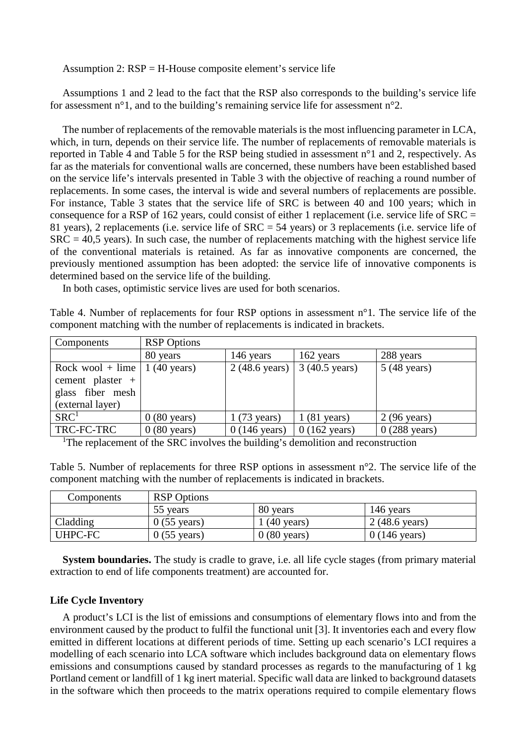Assumption 2: RSP = H-House composite element's service life

Assumptions 1 and 2 lead to the fact that the RSP also corresponds to the building's service life for assessment n°1, and to the building's remaining service life for assessment n°2.

The number of replacements of the removable materials is the most influencing parameter in LCA, which, in turn, depends on their service life. The number of replacements of removable materials is reported in Table 4 and Table 5 for the RSP being studied in assessment n°1 and 2, respectively. As far as the materials for conventional walls are concerned, these numbers have been established based on the service life's intervals presented in Table 3 with the objective of reaching a round number of replacements. In some cases, the interval is wide and several numbers of replacements are possible. For instance, Table 3 states that the service life of SRC is between 40 and 100 years; which in consequence for a RSP of 162 years, could consist of either 1 replacement (i.e. service life of SRC = 81 years), 2 replacements (i.e. service life of SRC = 54 years) or 3 replacements (i.e. service life of SRC = 40,5 years). In such case, the number of replacements matching with the highest service life of the conventional materials is retained. As far as innovative components are concerned, the previously mentioned assumption has been adopted: the service life of innovative components is determined based on the service life of the building.

In both cases, optimistic service lives are used for both scenarios.

Table 4. Number of replacements for four RSP options in assessment n°1. The service life of the component matching with the number of replacements is indicated in brackets.

| Components | RSP Options | | | |
|---|---|---|---|---|
| | 80 years | 146 years | 162 years | 288 years |
| Rock wool + lime cement plaster + glass fiber mesh (external layer) | 1 (40 years) | 2 (48.6 years) | 3 (40.5 years) | 5 (48 years) |
| SRC[1] | 0 (80 years) | 1 (73 years) | 1 (81 years) | 2 (96 years) |
| TRC-FC-TRC | 0 (80 years) | 0 (146 years) | 0 (162 years) | 0 (288 years) |

[1]The replacement of the SRC involves the building's demolition and reconstruction

Table 5. Number of replacements for three RSP options in assessment n°2. The service life of the component matching with the number of replacements is indicated in brackets.

| Components | RSP Options | | |
|---|---|---|---|
| | 55 years | 80 years | 146 years |
| Cladding | 0 (55 years) | 1 (40 years) | 2 (48.6 years) |
| UHPC-FC | 0 (55 years) | 0 (80 years) | 0 (146 years) |

**System boundaries.** The study is cradle to grave, i.e. all life cycle stages (from primary material extraction to end of life components treatment) are accounted for.

### Life Cycle Inventory

A product's LCI is the list of emissions and consumptions of elementary flows into and from the environment caused by the product to fulfil the functional unit [3]. It inventories each and every flow emitted in different locations at different periods of time. Setting up each scenario's LCI requires a modelling of each scenario into LCA software which includes background data on elementary flows emissions and consumptions caused by standard processes as regards to the manufacturing of 1 kg Portland cement or landfill of 1 kg inert material. Specific wall data are linked to background datasets in the software which then proceeds to the matrix operations required to compile elementary flows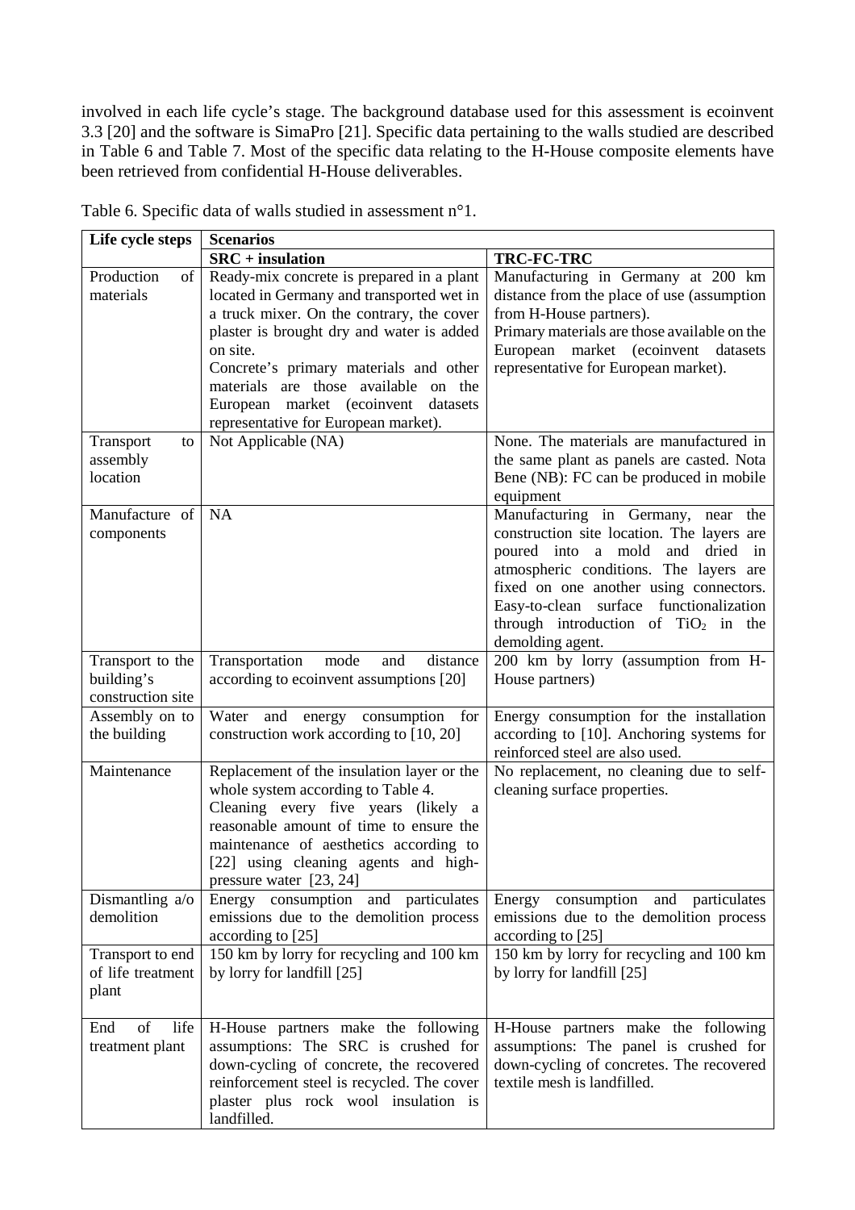involved in each life cycle's stage. The background database used for this assessment is ecoinvent 3.3 [20] and the software is SimaPro [21]. Specific data pertaining to the walls studied are described in Table 6 and Table 7. Most of the specific data relating to the H-House composite elements have been retrieved from confidential H-House deliverables.

Table 6. Specific data of walls studied in assessment n°1.

| Life cycle steps | Scenarios | |
|---|---|---|
| | **SRC + insulation** | **TRC-FC-TRC** |
| Production of materials | Ready-mix concrete is prepared in a plant located in Germany and transported wet in a truck mixer. On the contrary, the cover plaster is brought dry and water is added on site. Concrete's primary materials and other materials are those available on the European market (ecoinvent datasets representative for European market). | Manufacturing in Germany at 200 km distance from the place of use (assumption from H-House partners). Primary materials are those available on the European market (ecoinvent datasets representative for European market). |
| Transport to assembly location | Not Applicable (NA) | None. The materials are manufactured in the same plant as panels are casted. Nota Bene (NB): FC can be produced in mobile equipment |
| Manufacture of components | NA | Manufacturing in Germany, near the construction site location. The layers are poured into a mold and dried in atmospheric conditions. The layers are fixed on one another using connectors. Easy-to-clean surface functionalization through introduction of $TiO_2$ in the demolding agent. |
| Transport to the building's construction site | Transportation mode and distance according to ecoinvent assumptions [20] | 200 km by lorry (assumption from H-House partners) |
| Assembly on to the building | Water and energy consumption for construction work according to [10, 20] | Energy consumption for the installation according to [10]. Anchoring systems for reinforced steel are also used. |
| Maintenance | Replacement of the insulation layer or the whole system according to Table 4. Cleaning every five years (likely a reasonable amount of time to ensure the maintenance of aesthetics according to [22] using cleaning agents and high-pressure water [23, 24] | No replacement, no cleaning due to self-cleaning surface properties. |
| Dismantling a/o demolition | Energy consumption and particulates emissions due to the demolition process according to [25] | Energy consumption and particulates emissions due to the demolition process according to [25] |
| Transport to end of life treatment plant | 150 km by lorry for recycling and 100 km by lorry for landfill [25] | 150 km by lorry for recycling and 100 km by lorry for landfill [25] |
| End of life treatment plant | H-House partners make the following assumptions: The SRC is crushed for down-cycling of concrete, the recovered reinforcement steel is recycled. The cover plaster plus rock wool insulation is landfilled. | H-House partners make the following assumptions: The panel is crushed for down-cycling of concretes. The recovered textile mesh is landfilled. |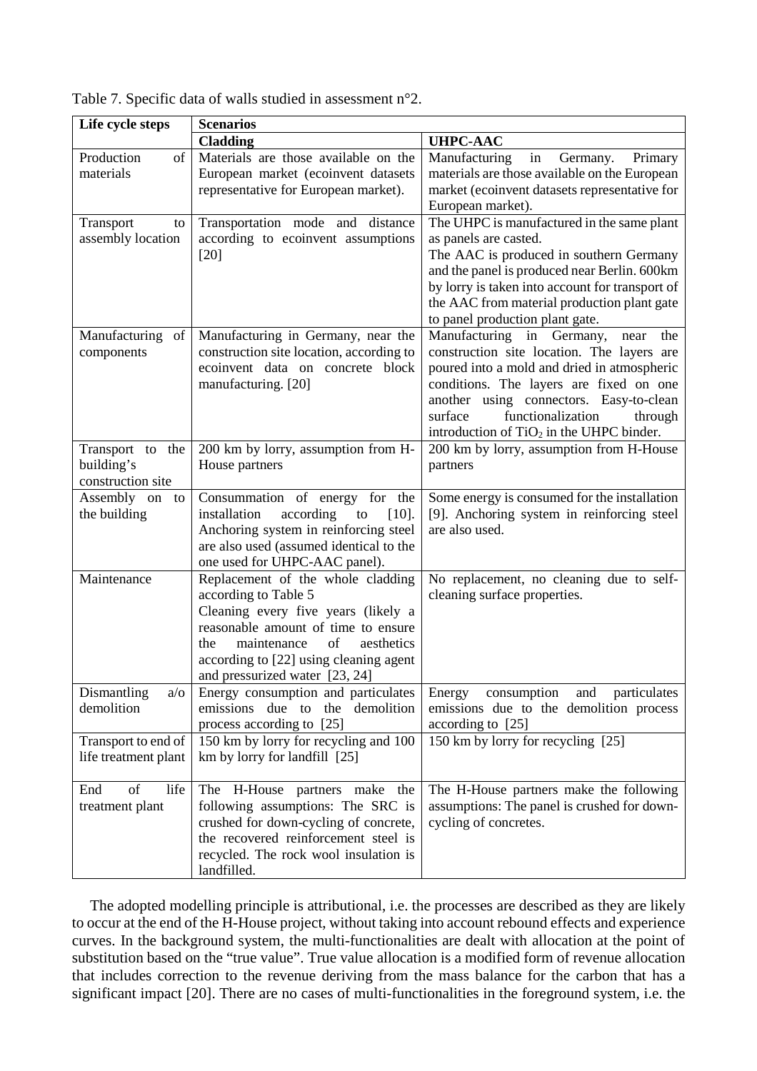Table 7. Specific data of walls studied in assessment n°2.

| Life cycle steps | Scenarios | |
|---|---|---|
| | **Cladding** | **UHPC-AAC** |
| Production of materials | Materials are those available on the European market (ecoinvent datasets representative for European market). | Manufacturing in Germany. Primary materials are those available on the European market (ecoinvent datasets representative for European market). |
| Transport to assembly location | Transportation mode and distance according to ecoinvent assumptions [20] | The UHPC is manufactured in the same plant as panels are casted. The AAC is produced in southern Germany and the panel is produced near Berlin. 600km by lorry is taken into account for transport of the AAC from material production plant gate to panel production plant gate. |
| Manufacturing of components | Manufacturing in Germany, near the construction site location, according to ecoinvent data on concrete block manufacturing. [20] | Manufacturing in Germany, near the construction site location. The layers are poured into a mold and dried in atmospheric conditions. The layers are fixed on one another using connectors. Easy-to-clean surface functionalization through introduction of $TiO_2$ in the UHPC binder. |
| Transport to the building's construction site | 200 km by lorry, assumption from H-House partners | 200 km by lorry, assumption from H-House partners |
| Assembly on to the building | Consummation of energy for the installation according to [10]. Anchoring system in reinforcing steel are also used (assumed identical to the one used for UHPC-AAC panel). | Some energy is consumed for the installation [9]. Anchoring system in reinforcing steel are also used. |
| Maintenance | Replacement of the whole cladding according to Table 5 Cleaning every five years (likely a reasonable amount of time to ensure the maintenance of aesthetics according to [22] using cleaning agent and pressurized water [23, 24] | No replacement, no cleaning due to self-cleaning surface properties. |
| Dismantling a/o demolition | Energy consumption and particulates emissions due to the demolition process according to [25] | Energy consumption and particulates emissions due to the demolition process according to [25] |
| Transport to end of life treatment plant | 150 km by lorry for recycling and 100 km by lorry for landfill [25] | 150 km by lorry for recycling [25] |
| End of life treatment plant | The H-House partners make the following assumptions: The SRC is crushed for down-cycling of concrete, the recovered reinforcement steel is recycled. The rock wool insulation is landfilled. | The H-House partners make the following assumptions: The panel is crushed for down-cycling of concretes. |

The adopted modelling principle is attributional, i.e. the processes are described as they are likely to occur at the end of the H-House project, without taking into account rebound effects and experience curves. In the background system, the multi-functionalities are dealt with allocation at the point of substitution based on the "true value". True value allocation is a modified form of revenue allocation that includes correction to the revenue deriving from the mass balance for the carbon that has a significant impact [20]. There are no cases of multi-functionalities in the foreground system, i.e. the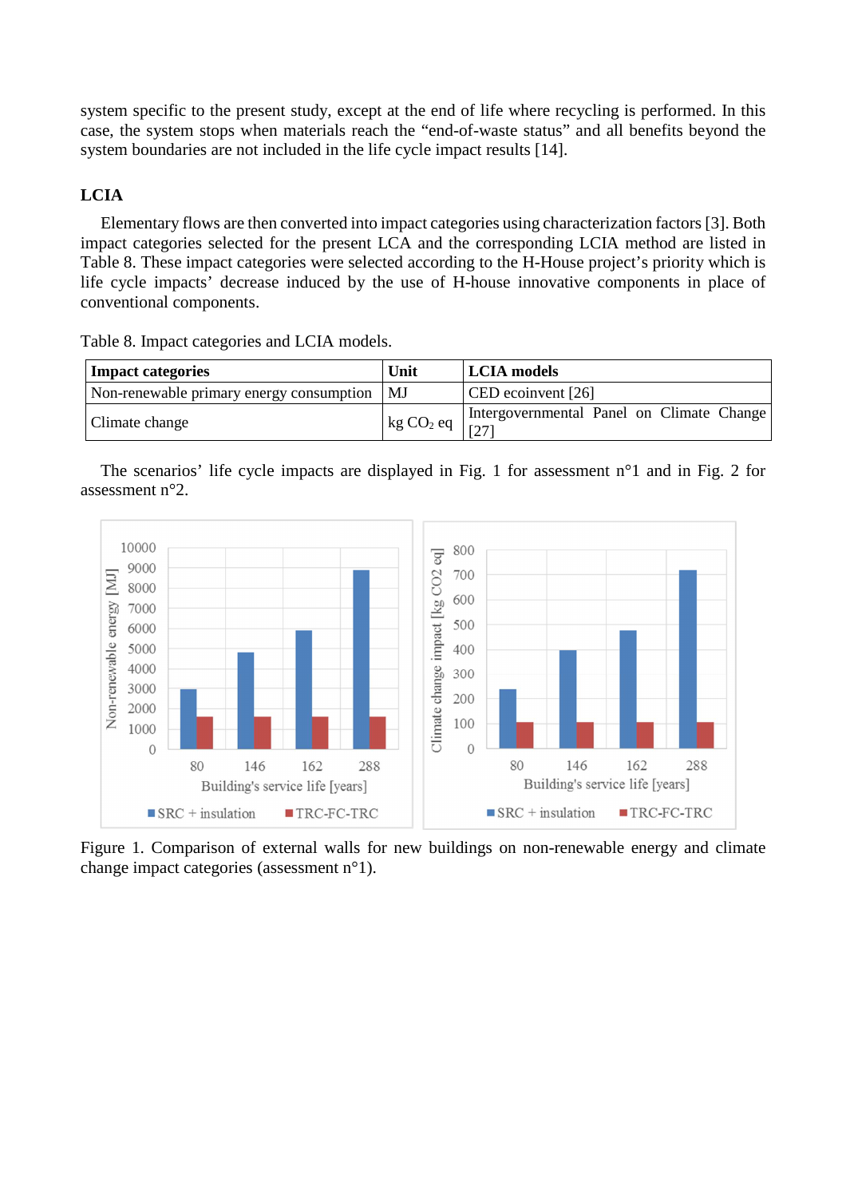system specific to the present study, except at the end of life where recycling is performed. In this case, the system stops when materials reach the “end-of-waste status” and all benefits beyond the system boundaries are not included in the life cycle impact results [14].

### LCIA

Elementary flows are then converted into impact categories using characterization factors [3]. Both impact categories selected for the present LCA and the corresponding LCIA method are listed in Table 8. These impact categories were selected according to the H-House project’s priority which is life cycle impacts’ decrease induced by the use of H-house innovative components in place of conventional components.

Table 8. Impact categories and LCIA models.

| **Impact categories** | **Unit** | **LCIA models** |
|---|---|---|
| Non-renewable primary energy consumption | MJ | CED ecoinvent [26] |
| Climate change | kg $CO_2$ eq | Intergovernmental Panel on Climate Change [27] |

The scenarios’ life cycle impacts are displayed in Fig. 1 for assessment n°1 and in Fig. 2 for assessment n°2.

Figure 1. Comparison of external walls for new buildings on non-renewable energy and climate change impact categories (assessment n°1).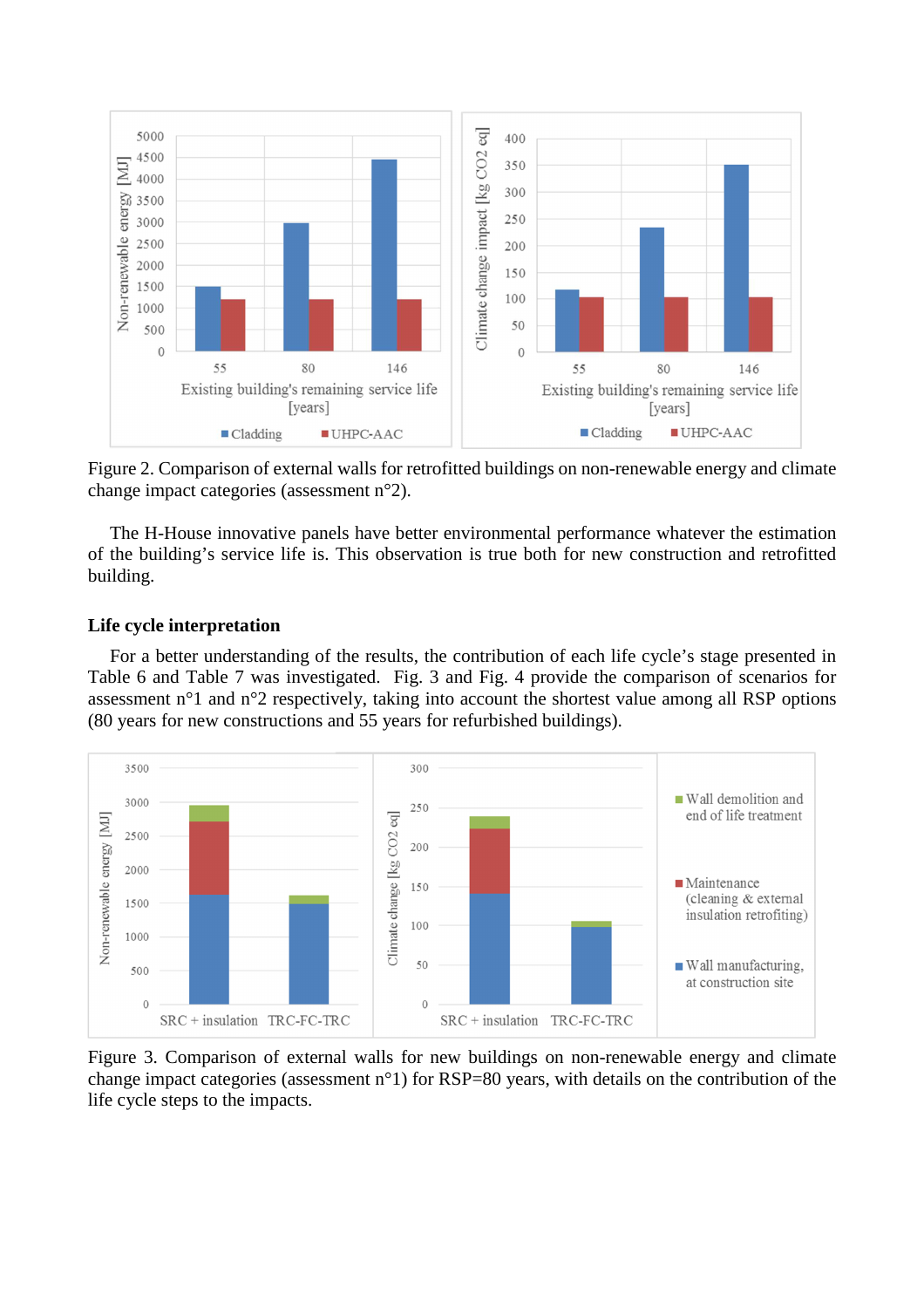Figure 2. Comparison of external walls for retrofitted buildings on non-renewable energy and climate change impact categories (assessment n°2).

The H-House innovative panels have better environmental performance whatever the estimation of the building's service life is. This observation is true both for new construction and retrofitted building.

**Life cycle interpretation**

For a better understanding of the results, the contribution of each life cycle's stage presented in Table 6 and Table 7 was investigated. Fig. 3 and Fig. 4 provide the comparison of scenarios for assessment n°1 and n°2 respectively, taking into account the shortest value among all RSP options (80 years for new constructions and 55 years for refurbished buildings).

Figure 3. Comparison of external walls for new buildings on non-renewable energy and climate change impact categories (assessment n°1) for RSP=80 years, with details on the contribution of the life cycle steps to the impacts.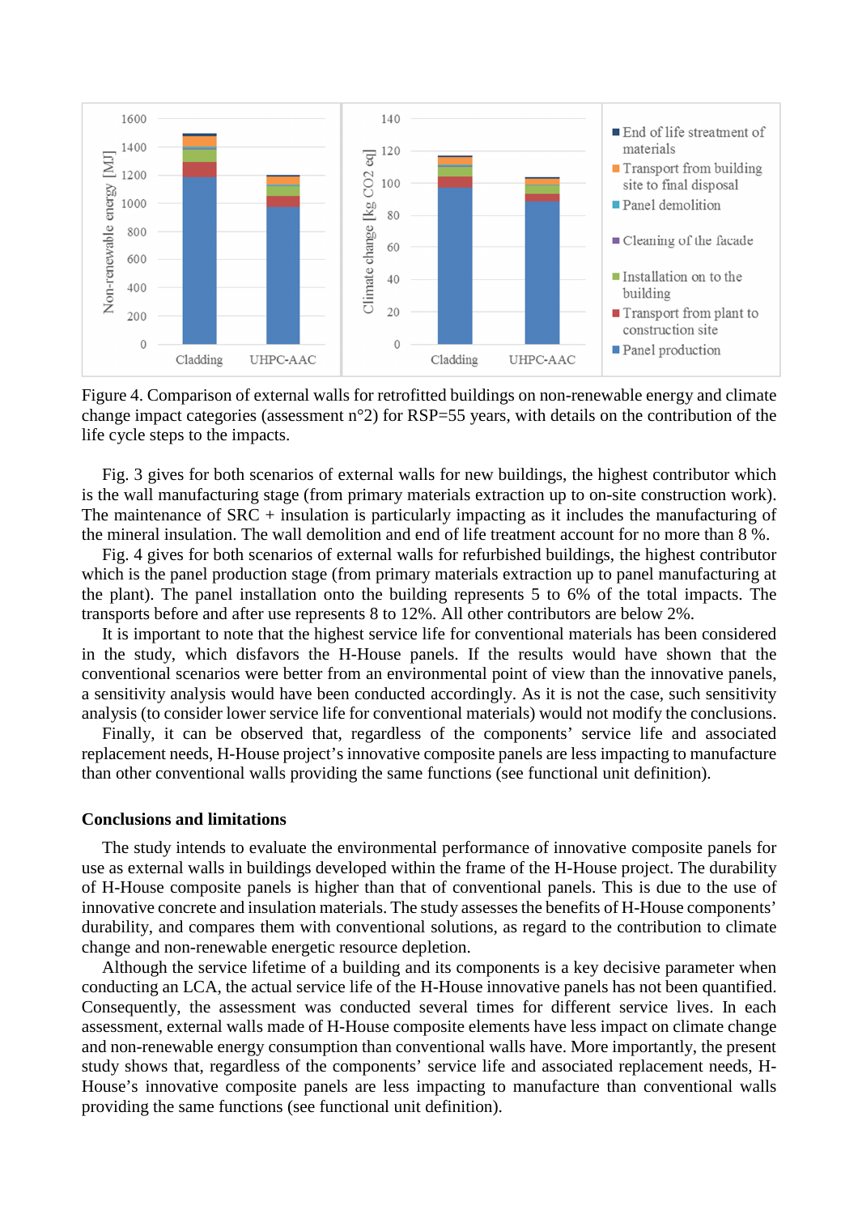Figure 4. Comparison of external walls for retrofitted buildings on non-renewable energy and climate change impact categories (assessment n°2) for RSP=55 years, with details on the contribution of the life cycle steps to the impacts.

Fig. 3 gives for both scenarios of external walls for new buildings, the highest contributor which is the wall manufacturing stage (from primary materials extraction up to on-site construction work). The maintenance of SRC + insulation is particularly impacting as it includes the manufacturing of the mineral insulation. The wall demolition and end of life treatment account for no more than 8 %.

Fig. 4 gives for both scenarios of external walls for refurbished buildings, the highest contributor which is the panel production stage (from primary materials extraction up to panel manufacturing at the plant). The panel installation onto the building represents 5 to 6% of the total impacts. The transports before and after use represents 8 to 12%. All other contributors are below 2%.

It is important to note that the highest service life for conventional materials has been considered in the study, which disfavors the H-House panels. If the results would have shown that the conventional scenarios were better from an environmental point of view than the innovative panels, a sensitivity analysis would have been conducted accordingly. As it is not the case, such sensitivity analysis (to consider lower service life for conventional materials) would not modify the conclusions.

Finally, it can be observed that, regardless of the components' service life and associated replacement needs, H-House project's innovative composite panels are less impacting to manufacture than other conventional walls providing the same functions (see functional unit definition).

## Conclusions and limitations

The study intends to evaluate the environmental performance of innovative composite panels for use as external walls in buildings developed within the frame of the H-House project. The durability of H-House composite panels is higher than that of conventional panels. This is due to the use of innovative concrete and insulation materials. The study assesses the benefits of H-House components' durability, and compares them with conventional solutions, as regard to the contribution to climate change and non-renewable energetic resource depletion.

Although the service lifetime of a building and its components is a key decisive parameter when conducting an LCA, the actual service life of the H-House innovative panels has not been quantified. Consequently, the assessment was conducted several times for different service lives. In each assessment, external walls made of H-House composite elements have less impact on climate change and non-renewable energy consumption than conventional walls have. More importantly, the present study shows that, regardless of the components' service life and associated replacement needs, H-House's innovative composite panels are less impacting to manufacture than conventional walls providing the same functions (see functional unit definition).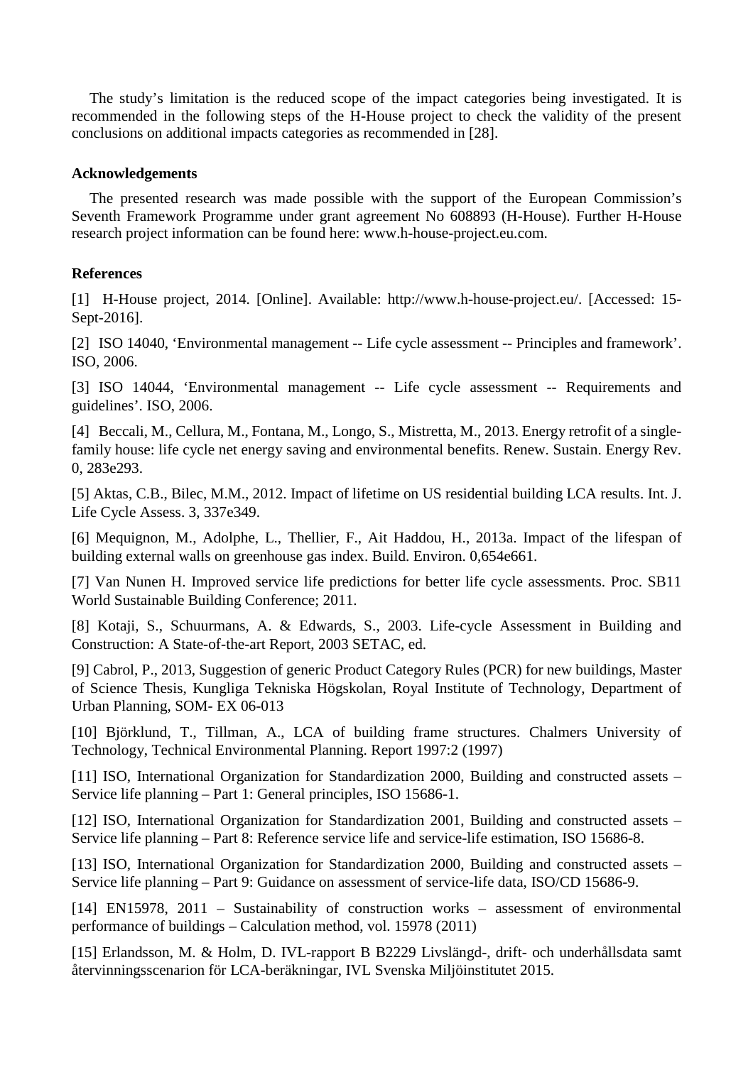The study's limitation is the reduced scope of the impact categories being investigated. It is recommended in the following steps of the H-House project to check the validity of the present conclusions on additional impacts categories as recommended in [28].

**Acknowledgements**

The presented research was made possible with the support of the European Commission's Seventh Framework Programme under grant agreement No 608893 (H-House). Further H-House research project information can be found here: www.h-house-project.eu.com.

**References**

[1] H-House project, 2014. [Online]. Available: http://www.h-house-project.eu/. [Accessed: 15-Sept-2016].

[2] ISO 14040, 'Environmental management -- Life cycle assessment -- Principles and framework'. ISO, 2006.

[3] ISO 14044, 'Environmental management -- Life cycle assessment -- Requirements and guidelines'. ISO, 2006.

[4] Beccali, M., Cellura, M., Fontana, M., Longo, S., Mistretta, M., 2013. Energy retrofit of a single-family house: life cycle net energy saving and environmental benefits. Renew. Sustain. Energy Rev. 0, 283e293.

[5] Aktas, C.B., Bilec, M.M., 2012. Impact of lifetime on US residential building LCA results. Int. J. Life Cycle Assess. 3, 337e349.

[6] Mequignon, M., Adolphe, L., Thellier, F., Ait Haddou, H., 2013a. Impact of the lifespan of building external walls on greenhouse gas index. Build. Environ. 0,654e661.

[7] Van Nunen H. Improved service life predictions for better life cycle assessments. Proc. SB11 World Sustainable Building Conference; 2011.

[8] Kotaji, S., Schuurmans, A. & Edwards, S., 2003. Life-cycle Assessment in Building and Construction: A State-of-the-art Report, 2003 SETAC, ed.

[9] Cabrol, P., 2013, Suggestion of generic Product Category Rules (PCR) for new buildings, Master of Science Thesis, Kungliga Tekniska Högskolan, Royal Institute of Technology, Department of Urban Planning, SOM- EX 06-013

[10] Björklund, T., Tillman, A., LCA of building frame structures. Chalmers University of Technology, Technical Environmental Planning. Report 1997:2 (1997)

[11] ISO, International Organization for Standardization 2000, Building and constructed assets – Service life planning – Part 1: General principles, ISO 15686-1.

[12] ISO, International Organization for Standardization 2001, Building and constructed assets – Service life planning – Part 8: Reference service life and service-life estimation, ISO 15686-8.

[13] ISO, International Organization for Standardization 2000, Building and constructed assets – Service life planning – Part 9: Guidance on assessment of service-life data, ISO/CD 15686-9.

[14] EN15978, 2011 – Sustainability of construction works – assessment of environmental performance of buildings – Calculation method, vol. 15978 (2011)

[15] Erlandsson, M. & Holm, D. IVL-rapport B B2229 Livslängd-, drift- och underhållsdata samt återvinningsscenarion för LCA-beräkningar, IVL Svenska Miljöinstitutet 2015.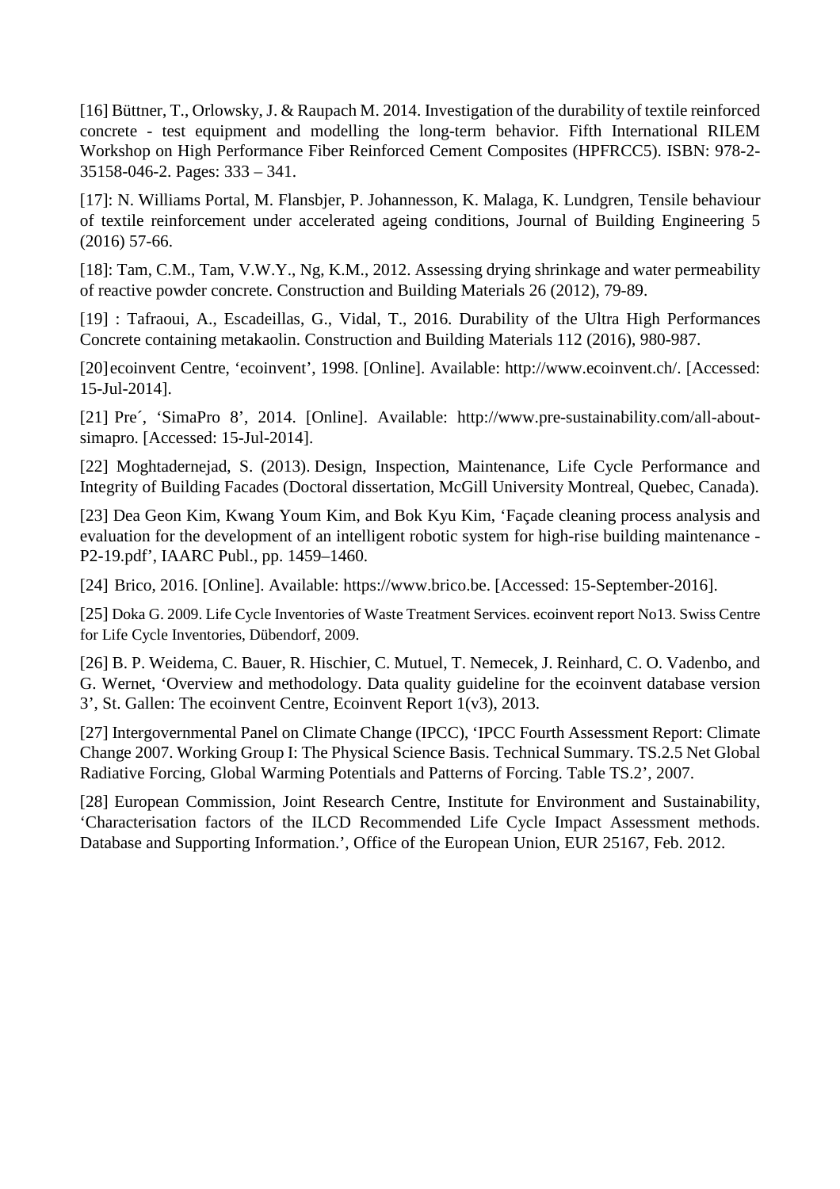[16] Büttner, T., Orlowsky, J. & Raupach M. 2014. Investigation of the durability of textile reinforced concrete - test equipment and modelling the long-term behavior. Fifth International RILEM Workshop on High Performance Fiber Reinforced Cement Composites (HPFRCC5). ISBN: 978-2-35158-046-2. Pages: 333 – 341.

[17]: N. Williams Portal, M. Flansbjer, P. Johannesson, K. Malaga, K. Lundgren, Tensile behaviour of textile reinforcement under accelerated ageing conditions, Journal of Building Engineering 5 (2016) 57-66.

[18]: Tam, C.M., Tam, V.W.Y., Ng, K.M., 2012. Assessing drying shrinkage and water permeability of reactive powder concrete. Construction and Building Materials 26 (2012), 79-89.

[19] : Tafraoui, A., Escadeillas, G., Vidal, T., 2016. Durability of the Ultra High Performances Concrete containing metakaolin. Construction and Building Materials 112 (2016), 980-987.

[20] ecoinvent Centre, 'ecoinvent', 1998. [Online]. Available: http://www.ecoinvent.ch/. [Accessed: 15-Jul-2014].

[21] Pre´, 'SimaPro 8', 2014. [Online]. Available: http://www.pre-sustainability.com/all-about-simapro. [Accessed: 15-Jul-2014].

[22] Moghtadernejad, S. (2013). Design, Inspection, Maintenance, Life Cycle Performance and Integrity of Building Facades (Doctoral dissertation, McGill University Montreal, Quebec, Canada).

[23] Dea Geon Kim, Kwang Youm Kim, and Bok Kyu Kim, 'Façade cleaning process analysis and evaluation for the development of an intelligent robotic system for high-rise building maintenance - P2-19.pdf', IAARC Publ., pp. 1459–1460.

[24] Brico, 2016. [Online]. Available: https://www.brico.be. [Accessed: 15-September-2016].

[25] Doka G. 2009. Life Cycle Inventories of Waste Treatment Services. ecoinvent report No13. Swiss Centre for Life Cycle Inventories, Dübendorf, 2009.

[26] B. P. Weidema, C. Bauer, R. Hischier, C. Mutuel, T. Nemecek, J. Reinhard, C. O. Vadenbo, and G. Wernet, 'Overview and methodology. Data quality guideline for the ecoinvent database version 3', St. Gallen: The ecoinvent Centre, Ecoinvent Report 1(v3), 2013.

[27] Intergovernmental Panel on Climate Change (IPCC), 'IPCC Fourth Assessment Report: Climate Change 2007. Working Group I: The Physical Science Basis. Technical Summary. TS.2.5 Net Global Radiative Forcing, Global Warming Potentials and Patterns of Forcing. Table TS.2', 2007.

[28] European Commission, Joint Research Centre, Institute for Environment and Sustainability, 'Characterisation factors of the ILCD Recommended Life Cycle Impact Assessment methods. Database and Supporting Information.', Office of the European Union, EUR 25167, Feb. 2012.